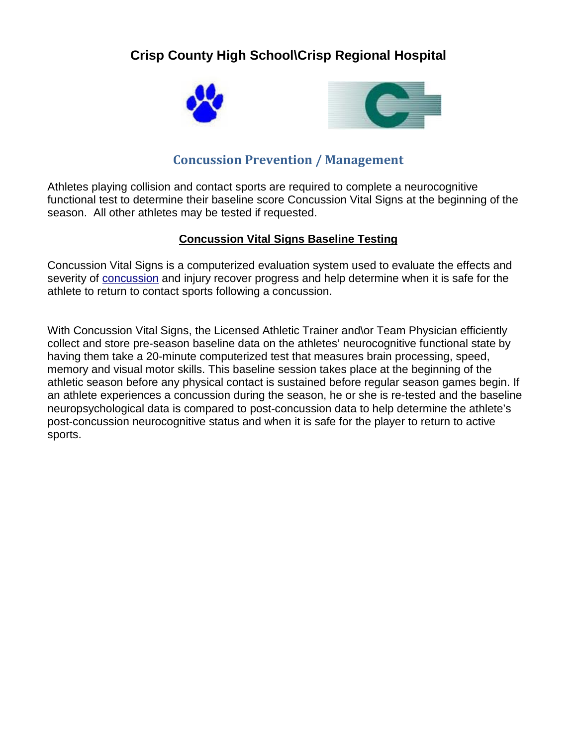# Crisp County High School\Crisp Regional Hospital

## Concussion Prevention / Management

Athletes playing collision and contact sports are required to complete a neurocognitive functional test to determine their baseline score Concussion Vital Signs at the beginning of the season. All other athletes may be tested if requested.

### Concussion Vital Signs Baseline Testing

Concussion Vital Signs is a computerized evaluation system used to evaluate the effects and severity of concussion and injury recover progress and help determine when it is safe for the athlete to return to contact sports following a concussion.

With Concussion Vital Signs, the Licensed Athletic Trainer and\or Team Physician efficiently collect and store pre-season baseline data on the athletes' neurocognitive functional state by having them take a 20-minute computerized test that measures brain processing, speed, memory and visual motor skills. This baseline session takes place at the beginning of the athletic season before any physical contact is sustained before regular season games begin. If an athlete experiences a concussion during the season, he or she is re-tested and the baseline neuropsychological data is compared to post-concussion data to help determine the athlete's post-concussion neurocognitive status and when it is safe for the player to return to active sports.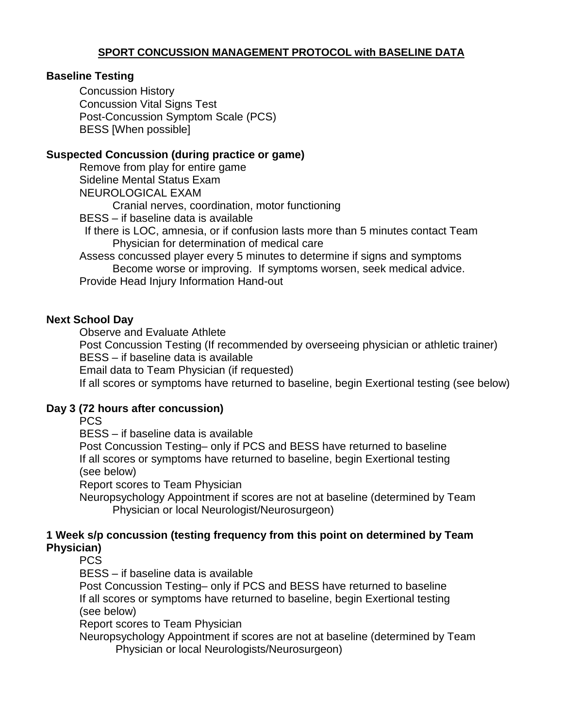## **SPORT CONCUSSION MANAGEMENT PROTOCOL with BASELINE DATA**

**Baseline Testing**

- Concussion History
- Concussion Vital Signs Test
- Post-Concussion Symptom Scale (PCS)
- BESS [When possible]

**Suspected Concussion (during practice or game)**

- Remove from play for entire game
- Sideline Mental Status Exam
- NEUROLOGICAL EXAM
  - Cranial nerves, coordination, motor functioning
- BESS – if baseline data is available
- If there is LOC, amnesia, or if confusion lasts more than 5 minutes contact Team Physician for determination of medical care
- Assess concussed player every 5 minutes to determine if signs and symptoms Become worse or improving. If symptoms worsen, seek medical advice.
- Provide Head Injury Information Hand-out

**Next School Day**

- Observe and Evaluate Athlete
- Post Concussion Testing (If recommended by overseeing physician or athletic trainer)
- BESS – if baseline data is available
- Email data to Team Physician (if requested)
- If all scores or symptoms have returned to baseline, begin Exertional testing (see below)

**Day 3 (72 hours after concussion)**

- PCS
- BESS – if baseline data is available
- Post Concussion Testing– only if PCS and BESS have returned to baseline
- If all scores or symptoms have returned to baseline, begin Exertional testing (see below)
- Report scores to Team Physician
- Neuropsychology Appointment if scores are not at baseline (determined by Team Physician or local Neurologist/Neurosurgeon)

**1 Week s/p concussion (testing frequency from this point on determined by Team Physician)**

- PCS
- BESS – if baseline data is available
- Post Concussion Testing– only if PCS and BESS have returned to baseline
- If all scores or symptoms have returned to baseline, begin Exertional testing (see below)
- Report scores to Team Physician
- Neuropsychology Appointment if scores are not at baseline (determined by Team Physician or local Neurologists/Neurosurgeon)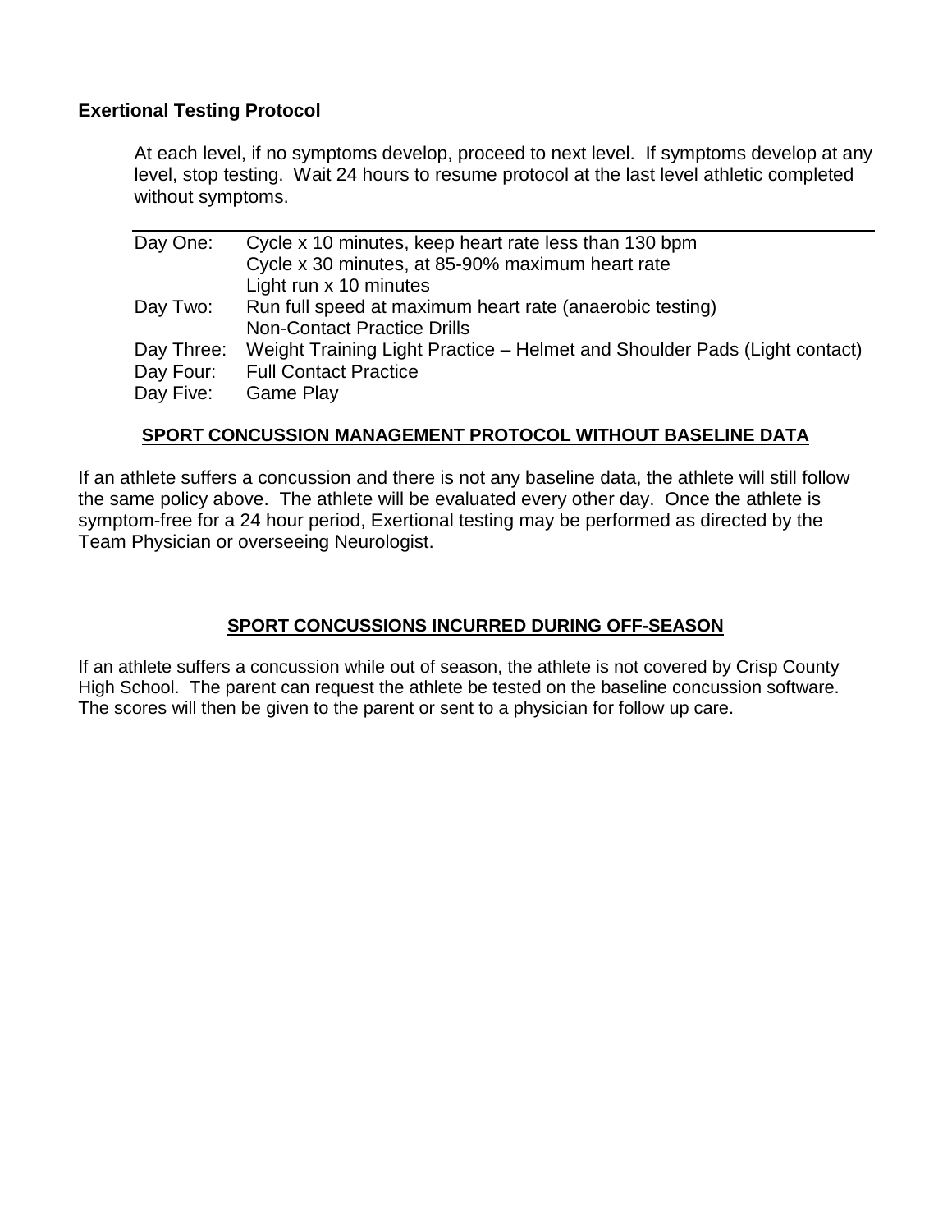**Exertional Testing Protocol**

At each level, if no symptoms develop, proceed to next level. If symptoms develop at any level, stop testing. Wait 24 hours to resume protocol at the last level athletic completed without symptoms.

| | |
|---|---|
| Day One: | Cycle x 10 minutes, keep heart rate less than 130 bpm |
| | Cycle x 30 minutes, at 85-90% maximum heart rate |
| | Light run x 10 minutes |
| Day Two: | Run full speed at maximum heart rate (anaerobic testing) |
| | Non-Contact Practice Drills |
| Day Three: | Weight Training Light Practice – Helmet and Shoulder Pads (Light contact) |
| Day Four: | Full Contact Practice |
| Day Five: | Game Play |

## SPORT CONCUSSION MANAGEMENT PROTOCOL WITHOUT BASELINE DATA

If an athlete suffers a concussion and there is not any baseline data, the athlete will still follow the same policy above. The athlete will be evaluated every other day. Once the athlete is symptom-free for a 24 hour period, Exertional testing may be performed as directed by the Team Physician or overseeing Neurologist.

## SPORT CONCUSSIONS INCURRED DURING OFF-SEASON

If an athlete suffers a concussion while out of season, the athlete is not covered by Crisp County High School. The parent can request the athlete be tested on the baseline concussion software. The scores will then be given to the parent or sent to a physician for follow up care.